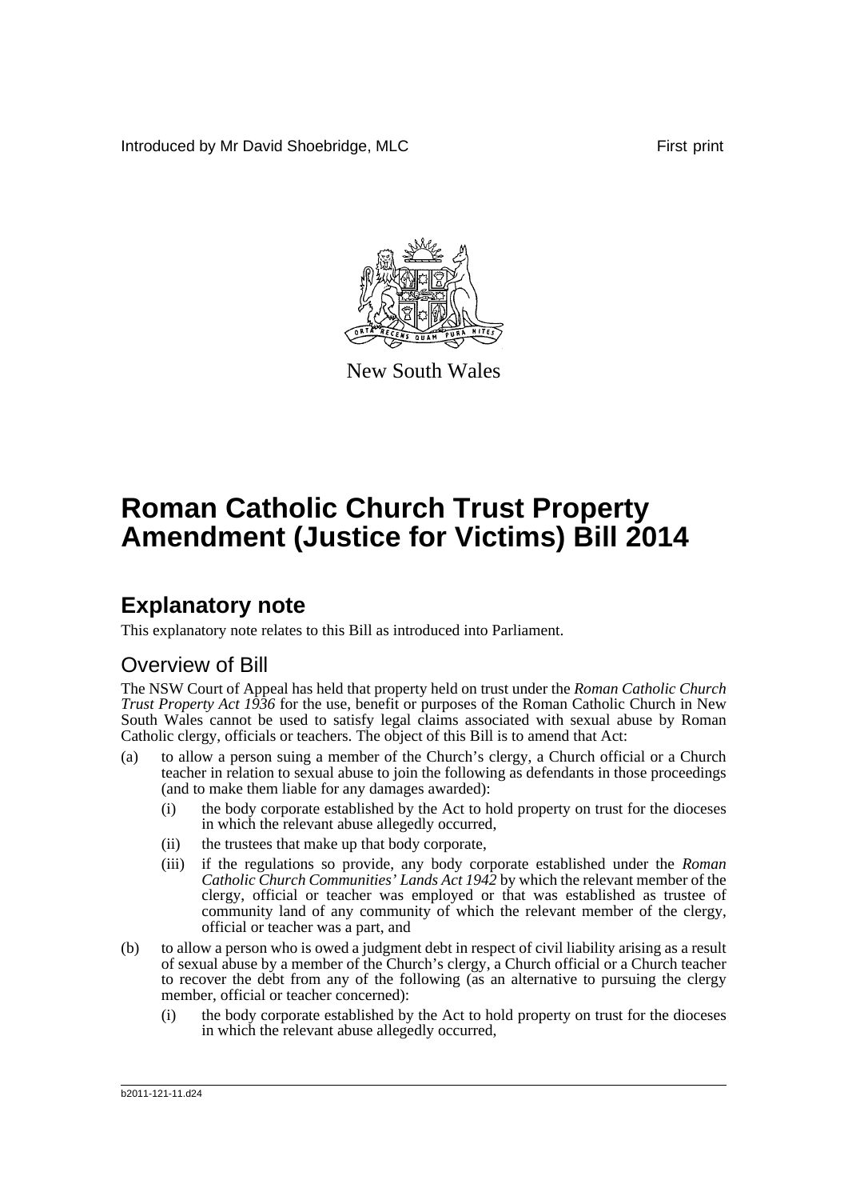Introduced by Mr David Shoebridge, MLC First print

New South Wales

# Roman Catholic Church Trust Property Amendment (Justice for Victims) Bill 2014

## Explanatory note

This explanatory note relates to this Bill as introduced into Parliament.

### Overview of Bill

The NSW Court of Appeal has held that property held on trust under the *Roman Catholic Church Trust Property Act 1936* for the use, benefit or purposes of the Roman Catholic Church in New South Wales cannot be used to satisfy legal claims associated with sexual abuse by Roman Catholic clergy, officials or teachers. The object of this Bill is to amend that Act:

(a) to allow a person suing a member of the Church's clergy, a Church official or a Church teacher in relation to sexual abuse to join the following as defendants in those proceedings (and to make them liable for any damages awarded):

   (i) the body corporate established by the Act to hold property on trust for the dioceses in which the relevant abuse allegedly occurred,

   (ii) the trustees that make up that body corporate,

   (iii) if the regulations so provide, any body corporate established under the *Roman Catholic Church Communities' Lands Act 1942* by which the relevant member of the clergy, official or teacher was employed or that was established as trustee of community land of any community of which the relevant member of the clergy, official or teacher was a part, and

(b) to allow a person who is owed a judgment debt in respect of civil liability arising as a result of sexual abuse by a member of the Church's clergy, a Church official or a Church teacher to recover the debt from any of the following (as an alternative to pursuing the clergy member, official or teacher concerned):

   (i) the body corporate established by the Act to hold property on trust for the dioceses in which the relevant abuse allegedly occurred,

b2011-121-11.d24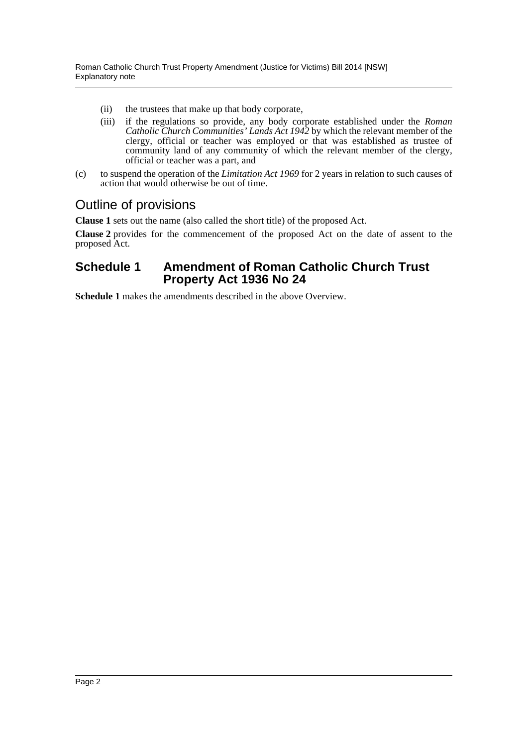(ii) the trustees that make up that body corporate,

(iii) if the regulations so provide, any body corporate established under the *Roman Catholic Church Communities' Lands Act 1942* by which the relevant member of the clergy, official or teacher was employed or that was established as trustee of community land of any community of which the relevant member of the clergy, official or teacher was a part, and

(c) to suspend the operation of the *Limitation Act 1969* for 2 years in relation to such causes of action that would otherwise be out of time.

## Outline of provisions

**Clause 1** sets out the name (also called the short title) of the proposed Act.

**Clause 2** provides for the commencement of the proposed Act on the date of assent to the proposed Act.

### Schedule 1 Amendment of Roman Catholic Church Trust Property Act 1936 No 24

**Schedule 1** makes the amendments described in the above Overview.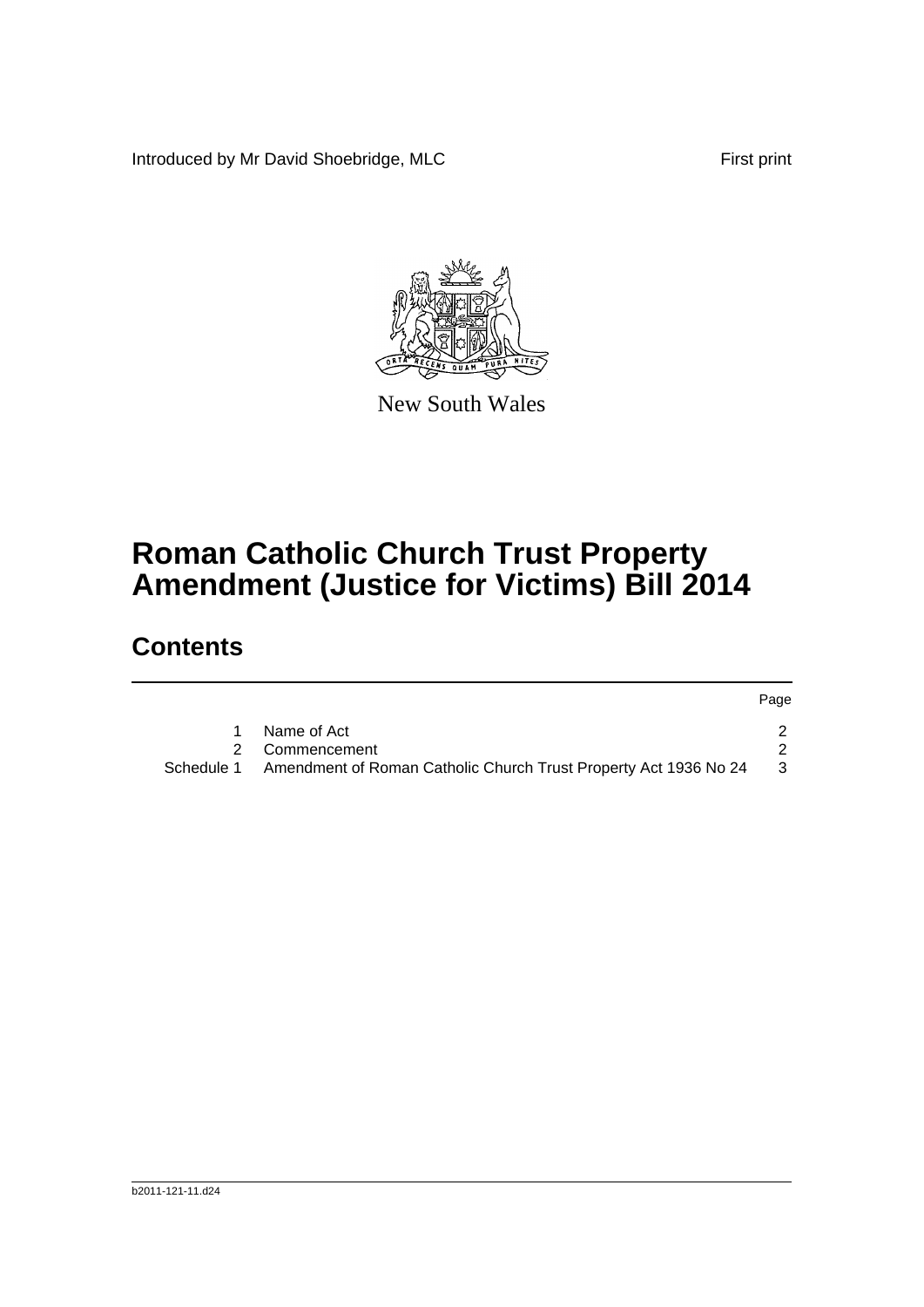Introduced by Mr David Shoebridge, MLC First print

New South Wales

# Roman Catholic Church Trust Property Amendment (Justice for Victims) Bill 2014

## Contents

| | | Page |
|---|---|---|
| 1 | Name of Act | 2 |
| 2 | Commencement | 2 |
| Schedule 1 | Amendment of Roman Catholic Church Trust Property Act 1936 No 24 | 3 |

b2011-121-11.d24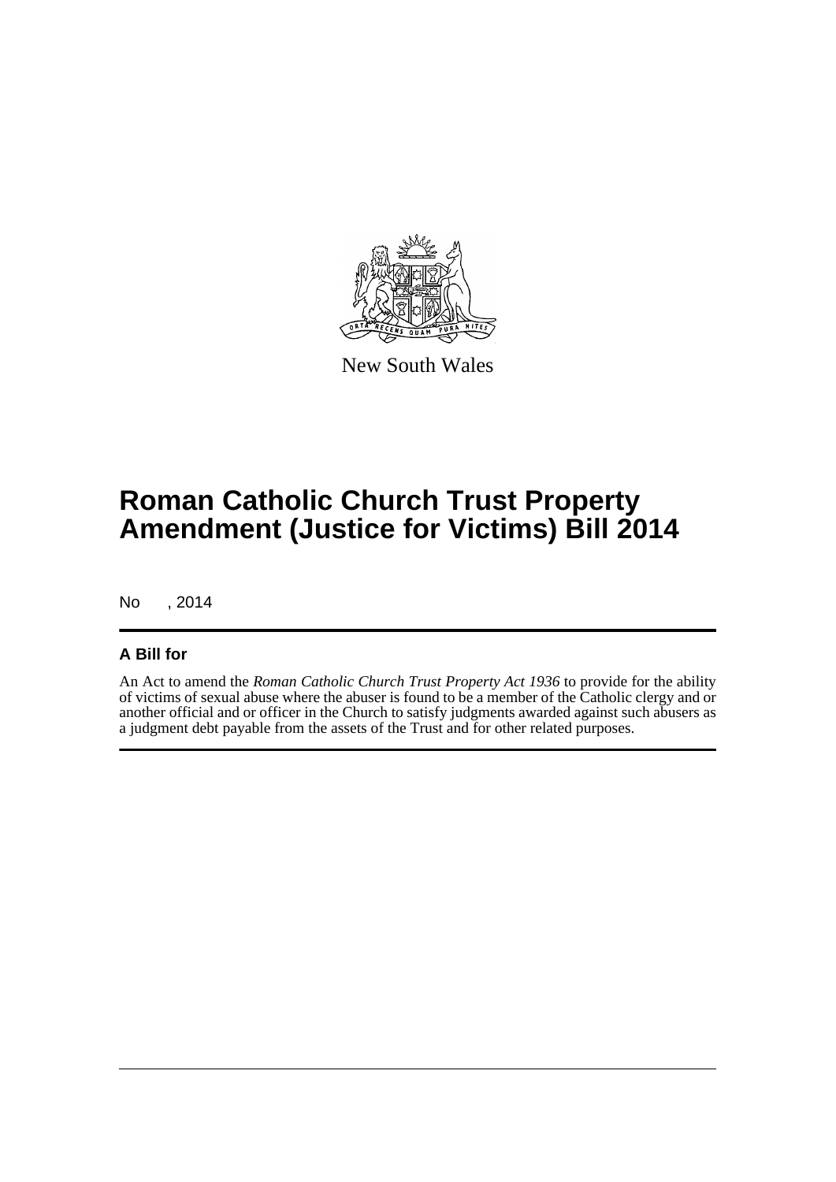New South Wales

# Roman Catholic Church Trust Property Amendment (Justice for Victims) Bill 2014

No , 2014

## A Bill for

An Act to amend the *Roman Catholic Church Trust Property Act 1936* to provide for the ability of victims of sexual abuse where the abuser is found to be a member of the Catholic clergy and or another official and or officer in the Church to satisfy judgments awarded against such abusers as a judgment debt payable from the assets of the Trust and for other related purposes.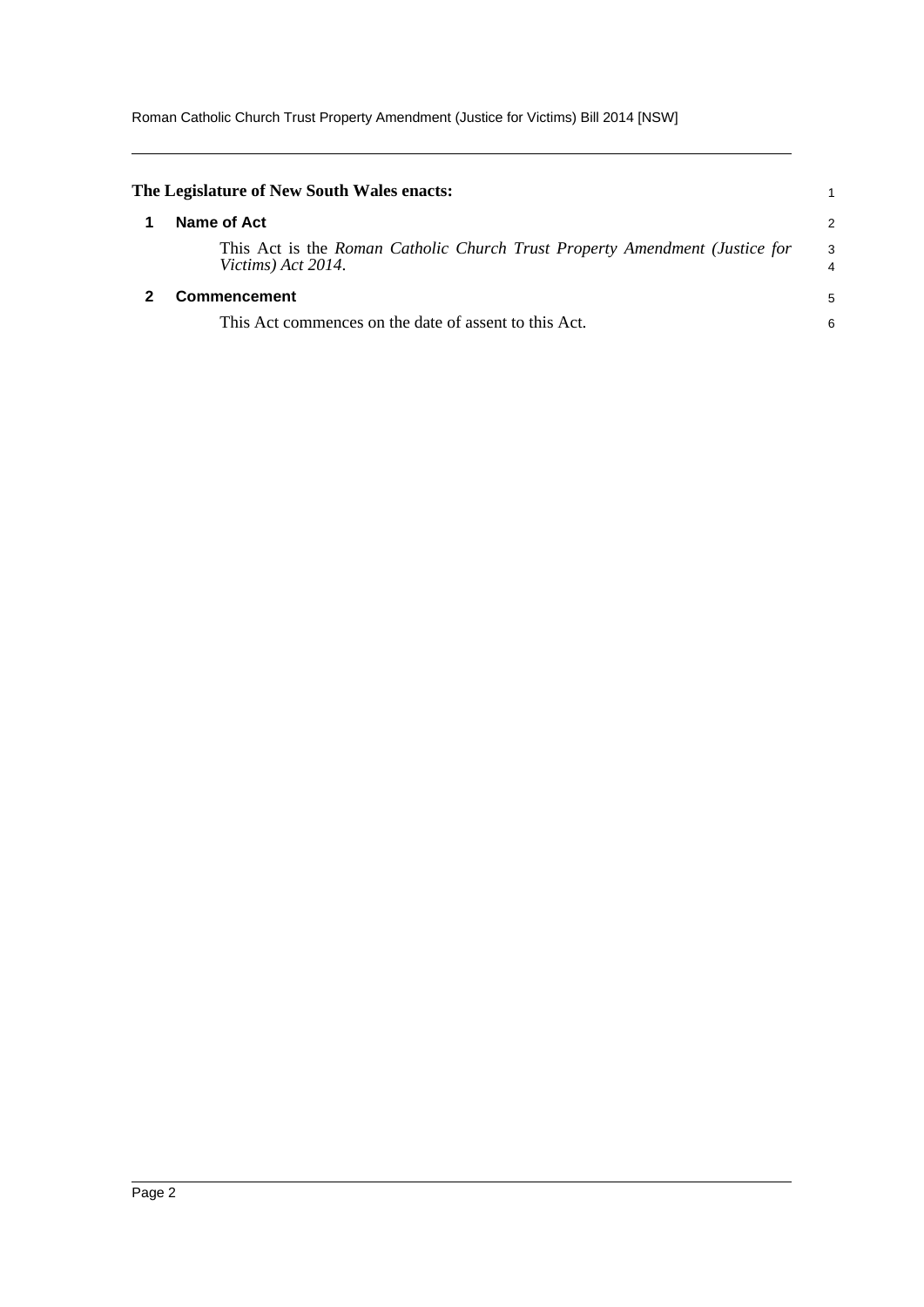**The Legislature of New South Wales enacts:**

## 1 Name of Act

This Act is the *Roman Catholic Church Trust Property Amendment (Justice for Victims) Act 2014*.

## 2 Commencement

This Act commences on the date of assent to this Act.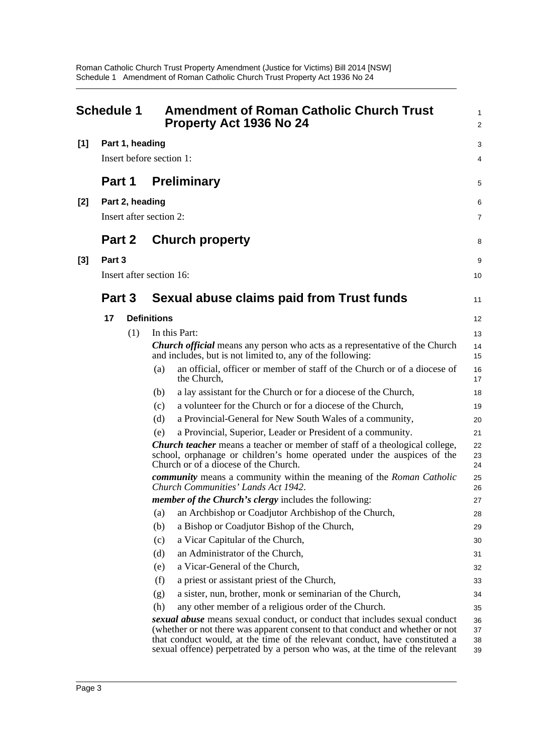# Schedule 1 Amendment of Roman Catholic Church Trust Property Act 1936 No 24

**[1] Part 1, heading**

Insert before section 1:

## Part 1 Preliminary

**[2] Part 2, heading**

Insert after section 2:

## Part 2 Church property

**[3] Part 3**

Insert after section 16:

## Part 3 Sexual abuse claims paid from Trust funds

### 17 Definitions

(1) In this Part:

***Church official*** means any person who acts as a representative of the Church and includes, but is not limited to, any of the following:

(a) an official, officer or member of staff of the Church or of a diocese of the Church,

(b) a lay assistant for the Church or for a diocese of the Church,

(c) a volunteer for the Church or for a diocese of the Church,

(d) a Provincial-General for New South Wales of a community,

(e) a Provincial, Superior, Leader or President of a community.

***Church teacher*** means a teacher or member of staff of a theological college, school, orphanage or children's home operated under the auspices of the Church or of a diocese of the Church.

***community*** means a community within the meaning of the *Roman Catholic Church Communities' Lands Act 1942*.

***member of the Church's clergy*** includes the following:

(a) an Archbishop or Coadjutor Archbishop of the Church,

(b) a Bishop or Coadjutor Bishop of the Church,

(c) a Vicar Capitular of the Church,

(d) an Administrator of the Church,

(e) a Vicar-General of the Church,

(f) a priest or assistant priest of the Church,

(g) a sister, nun, brother, monk or seminarian of the Church,

(h) any other member of a religious order of the Church.

***sexual abuse*** means sexual conduct, or conduct that includes sexual conduct (whether or not there was apparent consent to that conduct and whether or not that conduct would, at the time of the relevant conduct, have constituted a sexual offence) perpetrated by a person who was, at the time of the relevant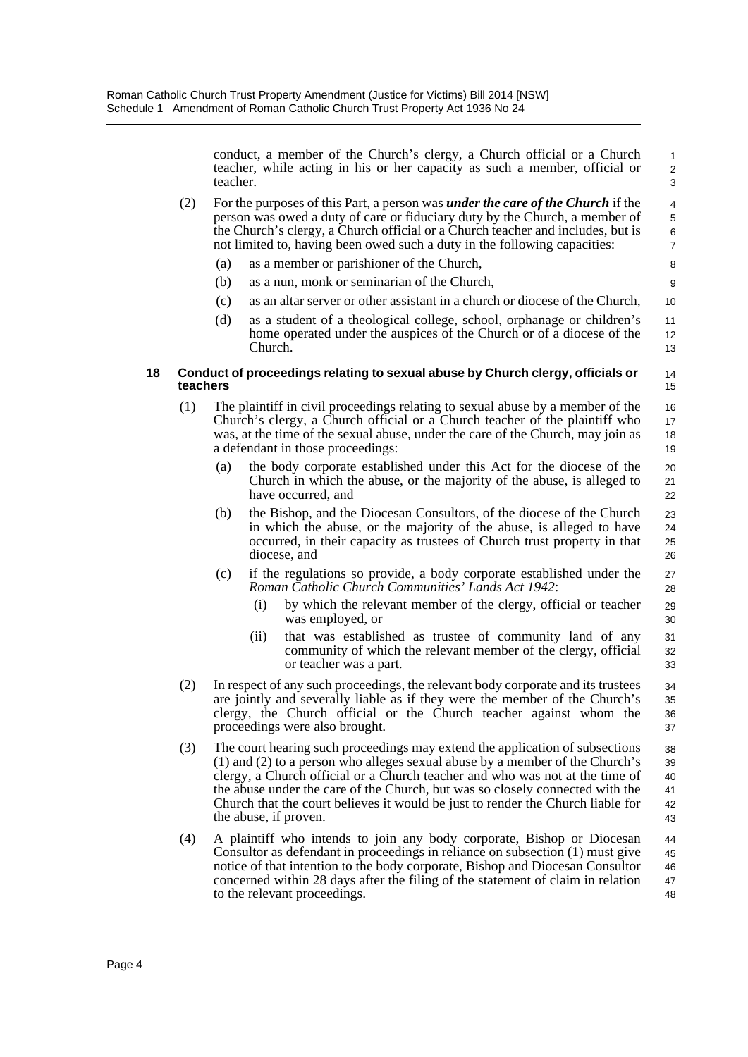conduct, a member of the Church's clergy, a Church official or a Church teacher, while acting in his or her capacity as such a member, official or teacher.

(2) For the purposes of this Part, a person was ***under the care of the Church*** if the person was owed a duty of care or fiduciary duty by the Church, a member of the Church's clergy, a Church official or a Church teacher and includes, but is not limited to, having been owed such a duty in the following capacities:

(a) as a member or parishioner of the Church,

(b) as a nun, monk or seminarian of the Church,

(c) as an altar server or other assistant in a church or diocese of the Church,

(d) as a student of a theological college, school, orphanage or children's home operated under the auspices of the Church or of a diocese of the Church.

#### 18 Conduct of proceedings relating to sexual abuse by Church clergy, officials or teachers

(1) The plaintiff in civil proceedings relating to sexual abuse by a member of the Church's clergy, a Church official or a Church teacher of the plaintiff who was, at the time of the sexual abuse, under the care of the Church, may join as a defendant in those proceedings:

(a) the body corporate established under this Act for the diocese of the Church in which the abuse, or the majority of the abuse, is alleged to have occurred, and

(b) the Bishop, and the Diocesan Consultors, of the diocese of the Church in which the abuse, or the majority of the abuse, is alleged to have occurred, in their capacity as trustees of Church trust property in that diocese, and

(c) if the regulations so provide, a body corporate established under the *Roman Catholic Church Communities' Lands Act 1942*:

(i) by which the relevant member of the clergy, official or teacher was employed, or

(ii) that was established as trustee of community land of any community of which the relevant member of the clergy, official or teacher was a part.

(2) In respect of any such proceedings, the relevant body corporate and its trustees are jointly and severally liable as if they were the member of the Church's clergy, the Church official or the Church teacher against whom the proceedings were also brought.

(3) The court hearing such proceedings may extend the application of subsections (1) and (2) to a person who alleges sexual abuse by a member of the Church's clergy, a Church official or a Church teacher and who was not at the time of the abuse under the care of the Church, but was so closely connected with the Church that the court believes it would be just to render the Church liable for the abuse, if proven.

(4) A plaintiff who intends to join any body corporate, Bishop or Diocesan Consultor as defendant in proceedings in reliance on subsection (1) must give notice of that intention to the body corporate, Bishop and Diocesan Consultor concerned within 28 days after the filing of the statement of claim in relation to the relevant proceedings.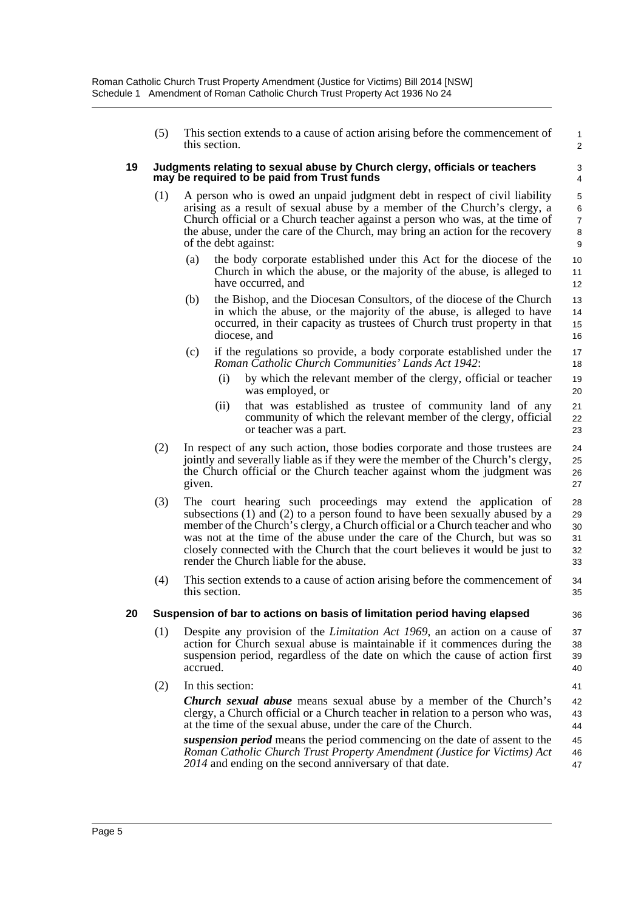(5) This section extends to a cause of action arising before the commencement of this section.

### 19 Judgments relating to sexual abuse by Church clergy, officials or teachers may be required to be paid from Trust funds

(1) A person who is owed an unpaid judgment debt in respect of civil liability arising as a result of sexual abuse by a member of the Church's clergy, a Church official or a Church teacher against a person who was, at the time of the abuse, under the care of the Church, may bring an action for the recovery of the debt against:

(a) the body corporate established under this Act for the diocese of the Church in which the abuse, or the majority of the abuse, is alleged to have occurred, and

(b) the Bishop, and the Diocesan Consultors, of the diocese of the Church in which the abuse, or the majority of the abuse, is alleged to have occurred, in their capacity as trustees of Church trust property in that diocese, and

(c) if the regulations so provide, a body corporate established under the *Roman Catholic Church Communities' Lands Act 1942*:

(i) by which the relevant member of the clergy, official or teacher was employed, or

(ii) that was established as trustee of community land of any community of which the relevant member of the clergy, official or teacher was a part.

(2) In respect of any such action, those bodies corporate and those trustees are jointly and severally liable as if they were the member of the Church's clergy, the Church official or the Church teacher against whom the judgment was given.

(3) The court hearing such proceedings may extend the application of subsections (1) and (2) to a person found to have been sexually abused by a member of the Church's clergy, a Church official or a Church teacher and who was not at the time of the abuse under the care of the Church, but was so closely connected with the Church that the court believes it would be just to render the Church liable for the abuse.

(4) This section extends to a cause of action arising before the commencement of this section.

### 20 Suspension of bar to actions on basis of limitation period having elapsed

(1) Despite any provision of the *Limitation Act 1969*, an action on a cause of action for Church sexual abuse is maintainable if it commences during the suspension period, regardless of the date on which the cause of action first accrued.

(2) In this section:

***Church sexual abuse*** means sexual abuse by a member of the Church's clergy, a Church official or a Church teacher in relation to a person who was, at the time of the sexual abuse, under the care of the Church.

***suspension period*** means the period commencing on the date of assent to the *Roman Catholic Church Trust Property Amendment (Justice for Victims) Act 2014* and ending on the second anniversary of that date.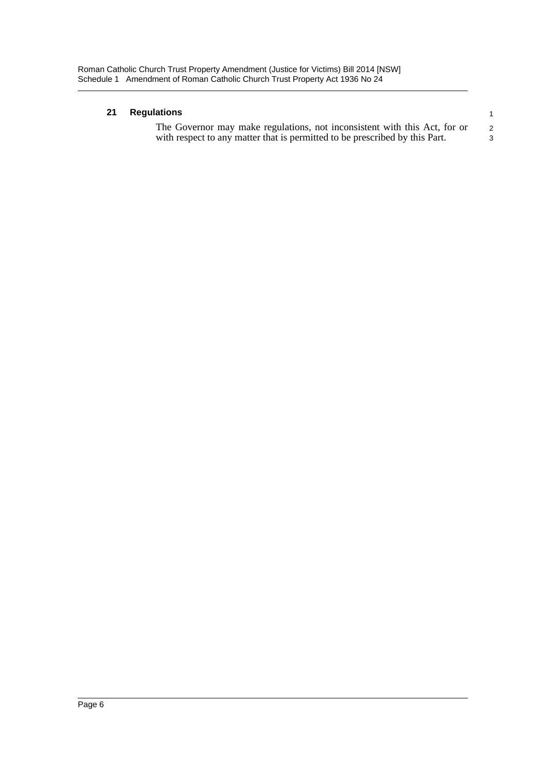### 21 Regulations

The Governor may make regulations, not inconsistent with this Act, for or with respect to any matter that is permitted to be prescribed by this Part.